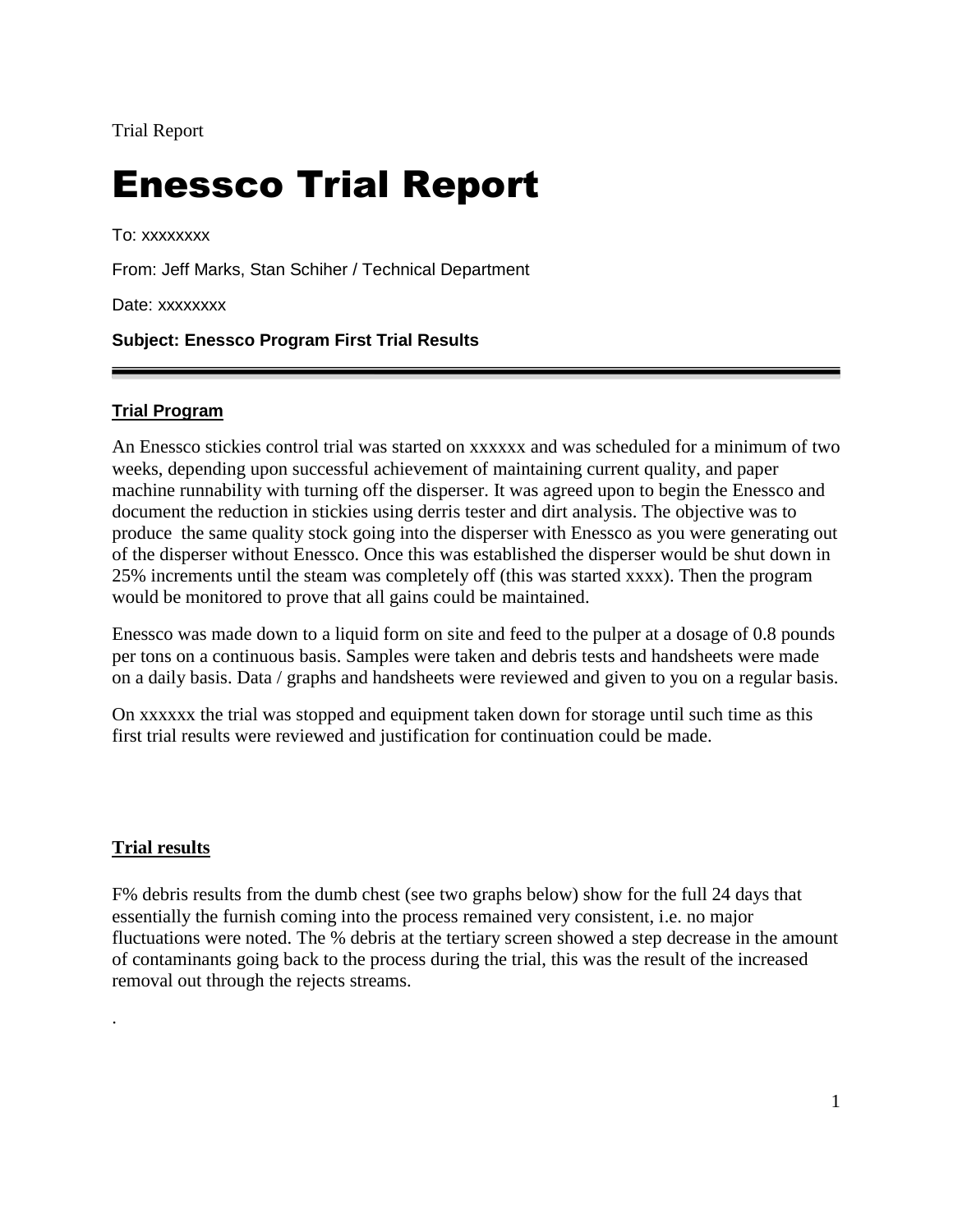Trial Report

# Enessco Trial Report

To: xxxxxxxx

From: Jeff Marks, Stan Schiher / Technical Department

Date: xxxxxxxx

**Subject: Enessco Program First Trial Results**

---

**Trial Program**

An Enessco stickies control trial was started on xxxxxx and was scheduled for a minimum of two weeks, depending upon successful achievement of maintaining current quality, and paper machine runnability with turning off the disperser. It was agreed upon to begin the Enessco and document the reduction in stickies using derris tester and dirt analysis. The objective was to produce the same quality stock going into the disperser with Enessco as you were generating out of the disperser without Enessco. Once this was established the disperser would be shut down in 25% increments until the steam was completely off (this was started xxxx). Then the program would be monitored to prove that all gains could be maintained.

Enessco was made down to a liquid form on site and feed to the pulper at a dosage of 0.8 pounds per tons on a continuous basis. Samples were taken and debris tests and handsheets were made on a daily basis. Data / graphs and handsheets were reviewed and given to you on a regular basis.

On xxxxxx the trial was stopped and equipment taken down for storage until such time as this first trial results were reviewed and justification for continuation could be made.

**Trial results**

F% debris results from the dumb chest (see two graphs below) show for the full 24 days that essentially the furnish coming into the process remained very consistent, i.e. no major fluctuations were noted. The % debris at the tertiary screen showed a step decrease in the amount of contaminants going back to the process during the trial, this was the result of the increased removal out through the rejects streams.

.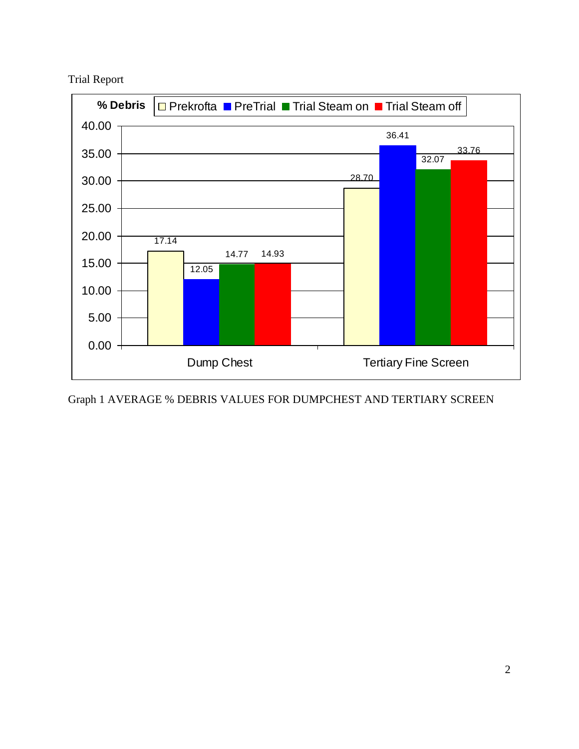| % Debris | Prekrofta | PreTrial | Trial Steam on | Trial Steam off |
|---|---|---|---|---|
| Dump Chest | 17.14 | 12.05 | 14.77 | 14.93 |
| Tertiary Fine Screen | 28.70 | 36.41 | 32.07 | 33.76 |

Graph 1 AVERAGE % DEBRIS VALUES FOR DUMPCHEST AND TERTIARY SCREEN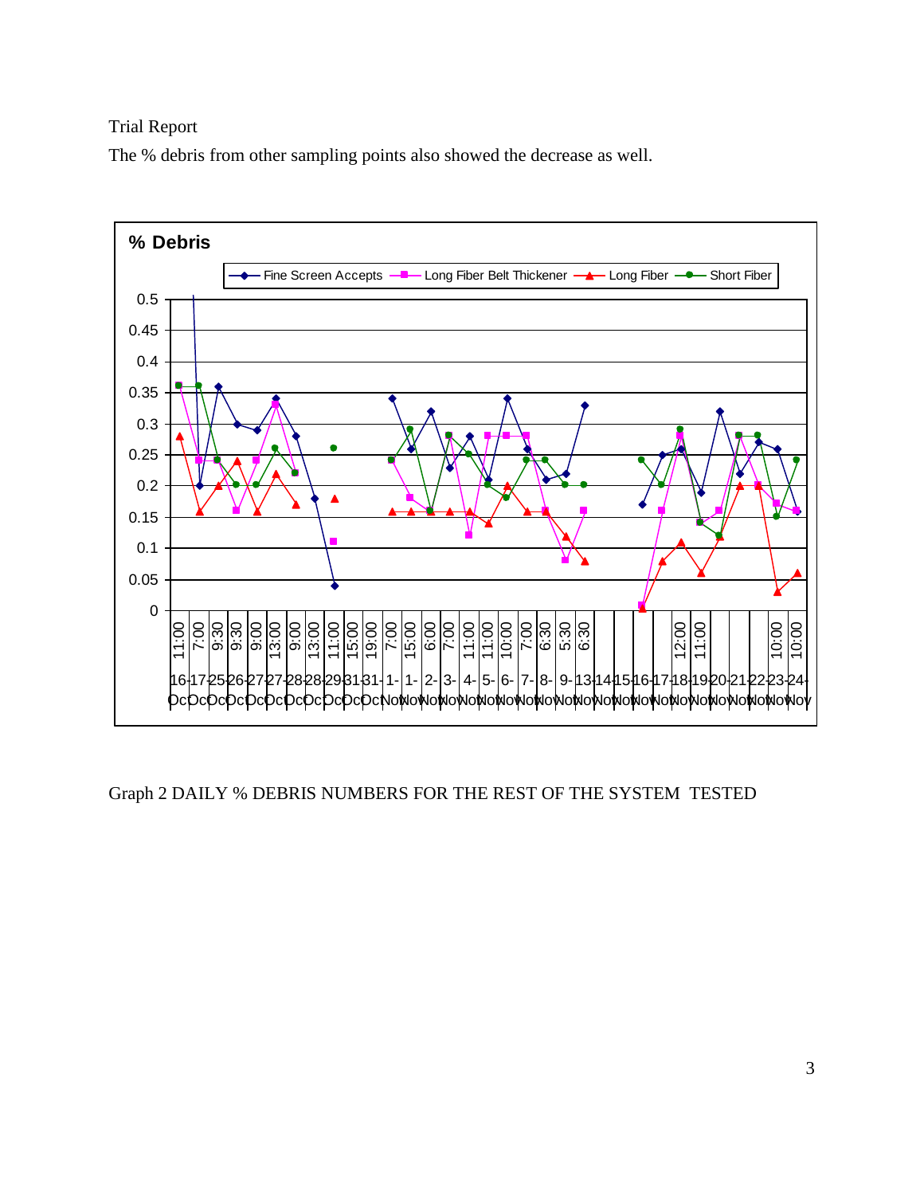Trial Report

The % debris from other sampling points also showed the decrease as well.

Graph 2 DAILY % DEBRIS NUMBERS FOR THE REST OF THE SYSTEM TESTED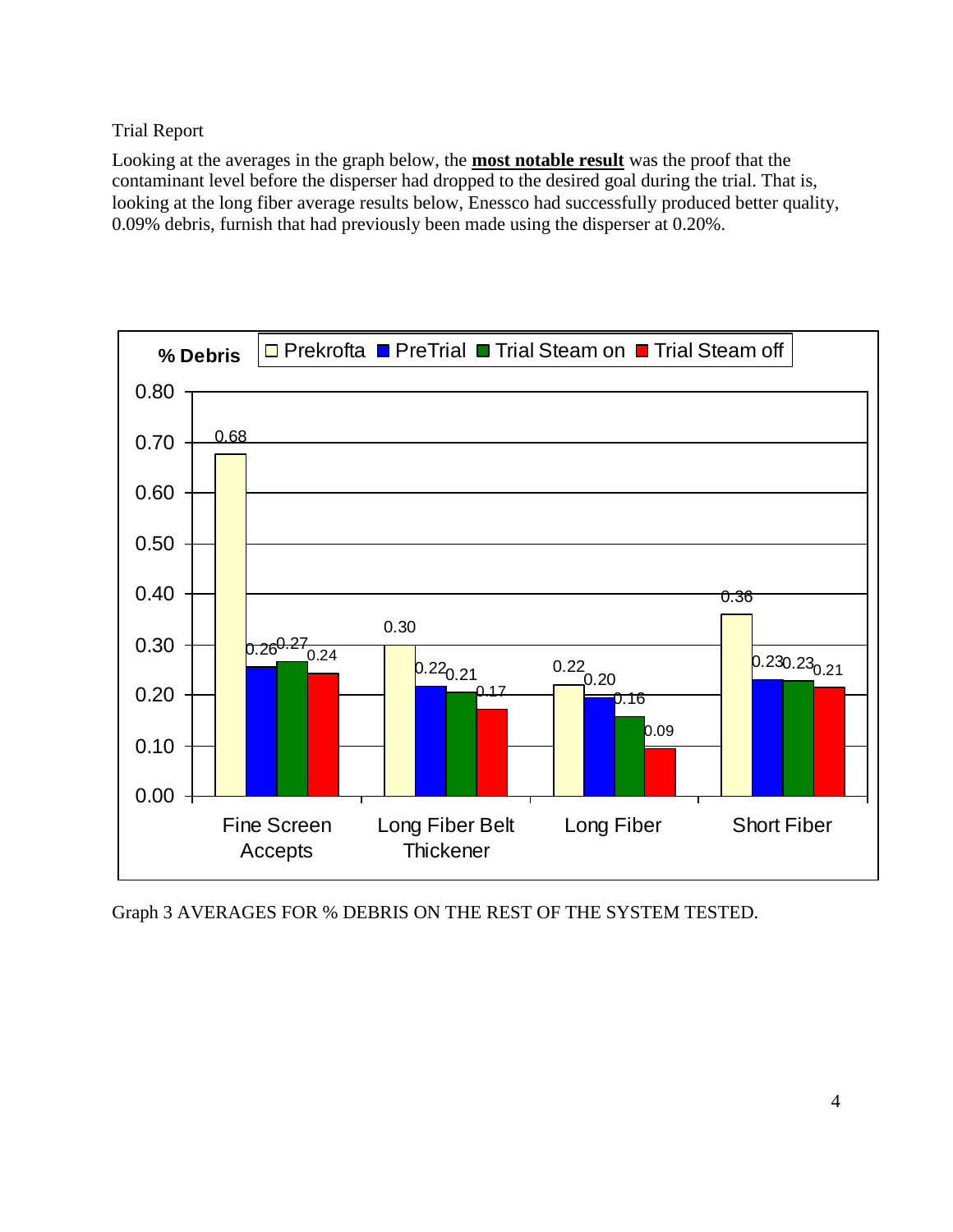Trial Report

Looking at the averages in the graph below, the **most notable result** was the proof that the contaminant level before the disperser had dropped to the desired goal during the trial. That is, looking at the long fiber average results below, Enessco had successfully produced better quality, 0.09% debris, furnish that had previously been made using the disperser at 0.20%.

| % Debris | Prekrofta | PreTrial | Trial Steam on | Trial Steam off |
|---|---|---|---|---|
| Fine Screen Accepts | 0.68 | 0.26 | 0.27 | 0.24 |
| Long Fiber Belt Thickener | 0.30 | 0.22 | 0.21 | 0.17 |
| Long Fiber | 0.22 | 0.20 | 0.16 | 0.09 |
| Short Fiber | 0.36 | 0.23 | 0.23 | 0.21 |

Graph 3 AVERAGES FOR % DEBRIS ON THE REST OF THE SYSTEM TESTED.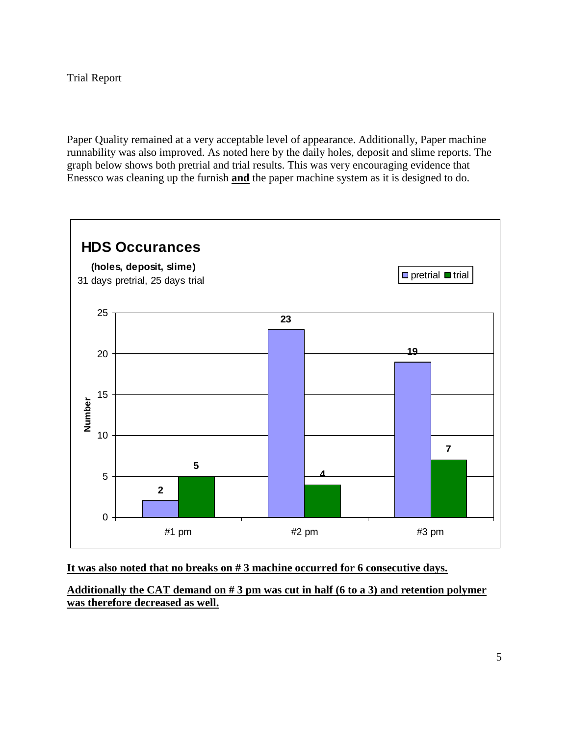Paper Quality remained at a very acceptable level of appearance. Additionally, Paper machine runnability was also improved. As noted here by the daily holes, deposit and slime reports. The graph below shows both pretrial and trial results. This was very encouraging evidence that Enessco was cleaning up the furnish **and** the paper machine system as it is designed to do.

**HDS Occurances**

**(holes, deposit, slime)**

31 days pretrial, 25 days trial

| | pretrial | trial |
|---|---|---|
| #1 pm | 2 | 5 |
| #2 pm | 23 | 4 |
| #3 pm | 19 | 7 |

**It was also noted that no breaks on # 3 machine occurred for 6 consecutive days.**

**Additionally the CAT demand on # 3 pm was cut in half (6 to a 3) and retention polymer was therefore decreased as well.**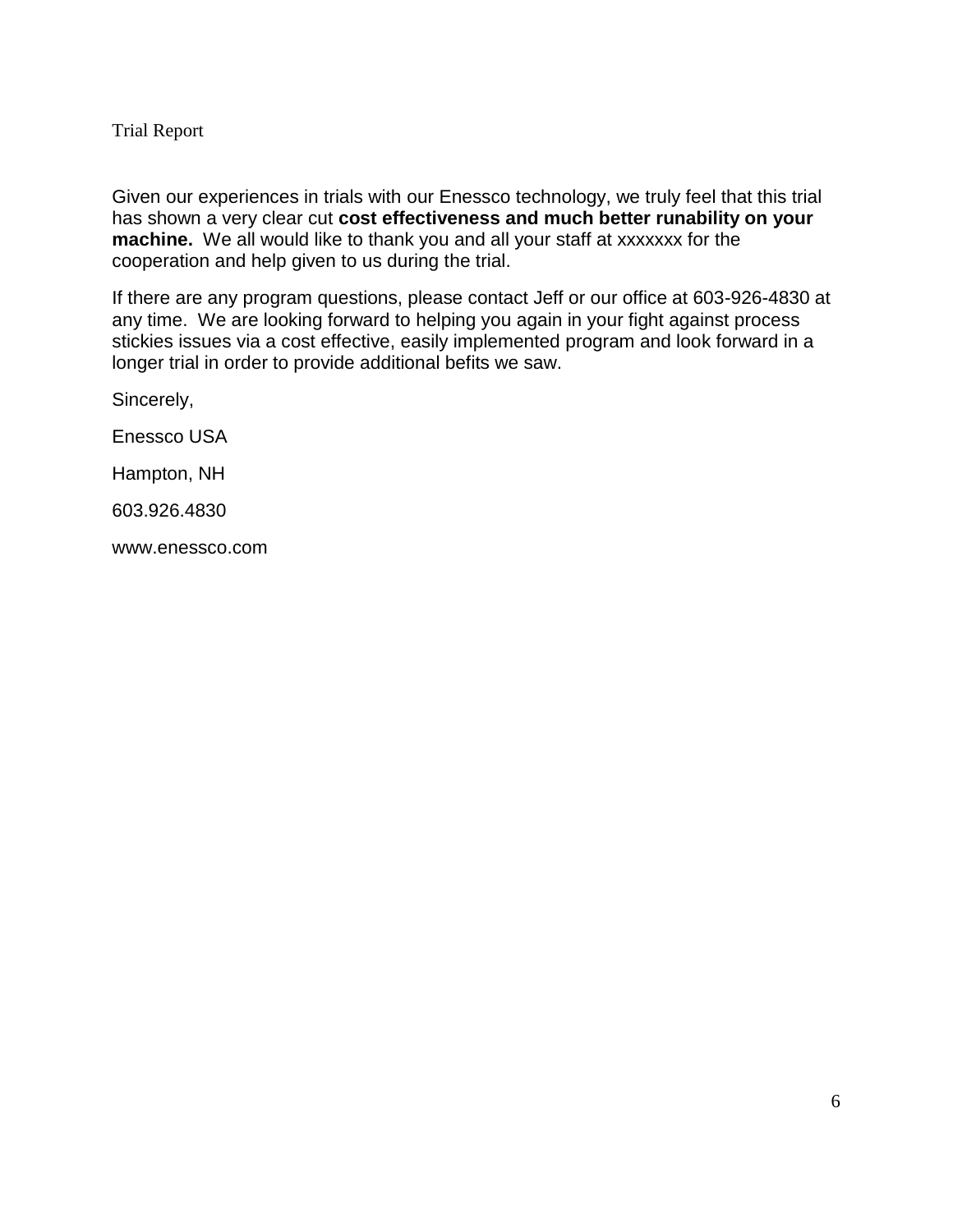Given our experiences in trials with our Enessco technology, we truly feel that this trial has shown a very clear cut **cost effectiveness and much better runability on your machine.** We all would like to thank you and all your staff at xxxxxxx for the cooperation and help given to us during the trial.

If there are any program questions, please contact Jeff or our office at 603-926-4830 at any time. We are looking forward to helping you again in your fight against process stickies issues via a cost effective, easily implemented program and look forward in a longer trial in order to provide additional befits we saw.

Sincerely,

Enessco USA

Hampton, NH

603.926.4830

www.enessco.com